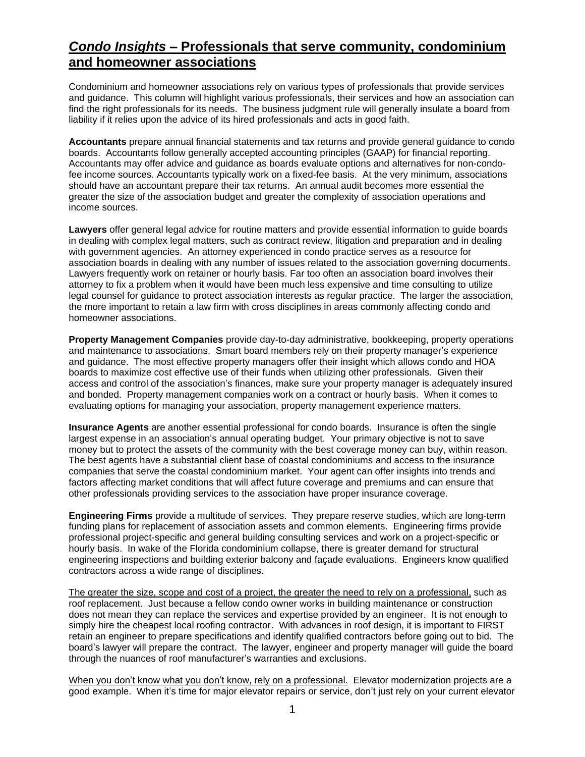# *Condo Insights* – Professionals that serve community, condominium and homeowner associations

Condominium and homeowner associations rely on various types of professionals that provide services and guidance. This column will highlight various professionals, their services and how an association can find the right professionals for its needs. The business judgment rule will generally insulate a board from liability if it relies upon the advice of its hired professionals and acts in good faith.

**Accountants** prepare annual financial statements and tax returns and provide general guidance to condo boards. Accountants follow generally accepted accounting principles (GAAP) for financial reporting. Accountants may offer advice and guidance as boards evaluate options and alternatives for non-condo-fee income sources. Accountants typically work on a fixed-fee basis. At the very minimum, associations should have an accountant prepare their tax returns. An annual audit becomes more essential the greater the size of the association budget and greater the complexity of association operations and income sources.

**Lawyers** offer general legal advice for routine matters and provide essential information to guide boards in dealing with complex legal matters, such as contract review, litigation and preparation and in dealing with government agencies. An attorney experienced in condo practice serves as a resource for association boards in dealing with any number of issues related to the association governing documents. Lawyers frequently work on retainer or hourly basis. Far too often an association board involves their attorney to fix a problem when it would have been much less expensive and time consuming to utilize legal counsel for guidance to protect association interests as regular practice. The larger the association, the more important to retain a law firm with cross disciplines in areas commonly affecting condo and homeowner associations.

**Property Management Companies** provide day-to-day administrative, bookkeeping, property operations and maintenance to associations. Smart board members rely on their property manager's experience and guidance. The most effective property managers offer their insight which allows condo and HOA boards to maximize cost effective use of their funds when utilizing other professionals. Given their access and control of the association's finances, make sure your property manager is adequately insured and bonded. Property management companies work on a contract or hourly basis. When it comes to evaluating options for managing your association, property management experience matters.

**Insurance Agents** are another essential professional for condo boards. Insurance is often the single largest expense in an association's annual operating budget. Your primary objective is not to save money but to protect the assets of the community with the best coverage money can buy, within reason. The best agents have a substantial client base of coastal condominiums and access to the insurance companies that serve the coastal condominium market. Your agent can offer insights into trends and factors affecting market conditions that will affect future coverage and premiums and can ensure that other professionals providing services to the association have proper insurance coverage.

**Engineering Firms** provide a multitude of services. They prepare reserve studies, which are long-term funding plans for replacement of association assets and common elements. Engineering firms provide professional project-specific and general building consulting services and work on a project-specific or hourly basis. In wake of the Florida condominium collapse, there is greater demand for structural engineering inspections and building exterior balcony and façade evaluations. Engineers know qualified contractors across a wide range of disciplines.

<u>The greater the size, scope and cost of a project, the greater the need to rely on a professional,</u> such as roof replacement. Just because a fellow condo owner works in building maintenance or construction does not mean they can replace the services and expertise provided by an engineer. It is not enough to simply hire the cheapest local roofing contractor. With advances in roof design, it is important to FIRST retain an engineer to prepare specifications and identify qualified contractors before going out to bid. The board's lawyer will prepare the contract. The lawyer, engineer and property manager will guide the board through the nuances of roof manufacturer's warranties and exclusions.

<u>When you don't know what you don't know, rely on a professional.</u> Elevator modernization projects are a good example. When it's time for major elevator repairs or service, don't just rely on your current elevator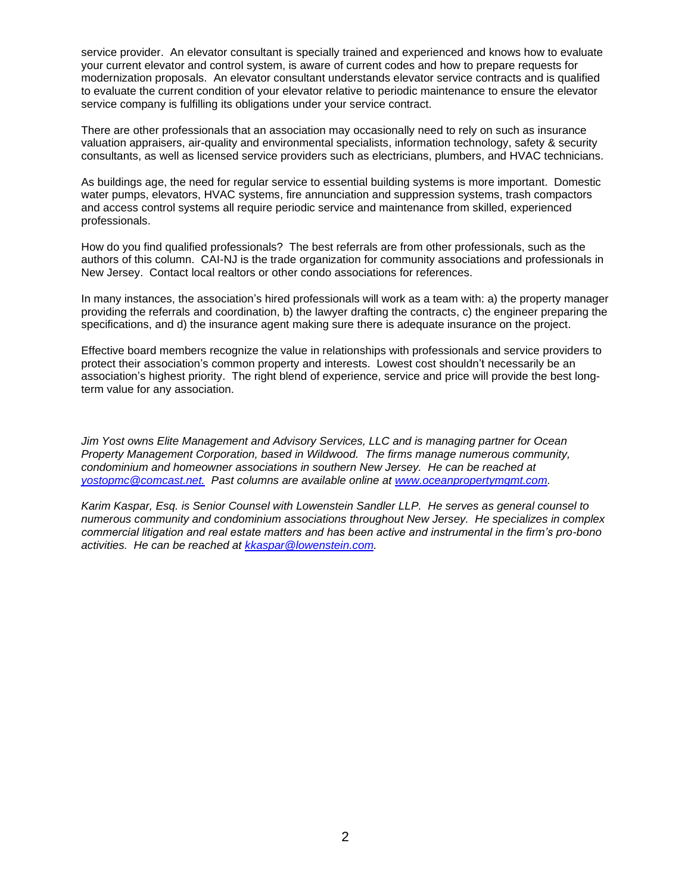service provider. An elevator consultant is specially trained and experienced and knows how to evaluate your current elevator and control system, is aware of current codes and how to prepare requests for modernization proposals. An elevator consultant understands elevator service contracts and is qualified to evaluate the current condition of your elevator relative to periodic maintenance to ensure the elevator service company is fulfilling its obligations under your service contract.

There are other professionals that an association may occasionally need to rely on such as insurance valuation appraisers, air-quality and environmental specialists, information technology, safety & security consultants, as well as licensed service providers such as electricians, plumbers, and HVAC technicians.

As buildings age, the need for regular service to essential building systems is more important. Domestic water pumps, elevators, HVAC systems, fire annunciation and suppression systems, trash compactors and access control systems all require periodic service and maintenance from skilled, experienced professionals.

How do you find qualified professionals? The best referrals are from other professionals, such as the authors of this column. CAI-NJ is the trade organization for community associations and professionals in New Jersey. Contact local realtors or other condo associations for references.

In many instances, the association's hired professionals will work as a team with: a) the property manager providing the referrals and coordination, b) the lawyer drafting the contracts, c) the engineer preparing the specifications, and d) the insurance agent making sure there is adequate insurance on the project.

Effective board members recognize the value in relationships with professionals and service providers to protect their association's common property and interests. Lowest cost shouldn't necessarily be an association's highest priority. The right blend of experience, service and price will provide the best long-term value for any association.

*Jim Yost owns Elite Management and Advisory Services, LLC and is managing partner for Ocean Property Management Corporation, based in Wildwood. The firms manage numerous community, condominium and homeowner associations in southern New Jersey. He can be reached at [yostopmc@comcast.net.](mailto:yostopmc@comcast.net) Past columns are available online at [www.oceanpropertymgmt.com](http://www.oceanpropertymgmt.com).*

*Karim Kaspar, Esq. is Senior Counsel with Lowenstein Sandler LLP. He serves as general counsel to numerous community and condominium associations throughout New Jersey. He specializes in complex commercial litigation and real estate matters and has been active and instrumental in the firm's pro-bono activities. He can be reached at [kkaspar@lowenstein.com](mailto:kkaspar@lowenstein.com).*